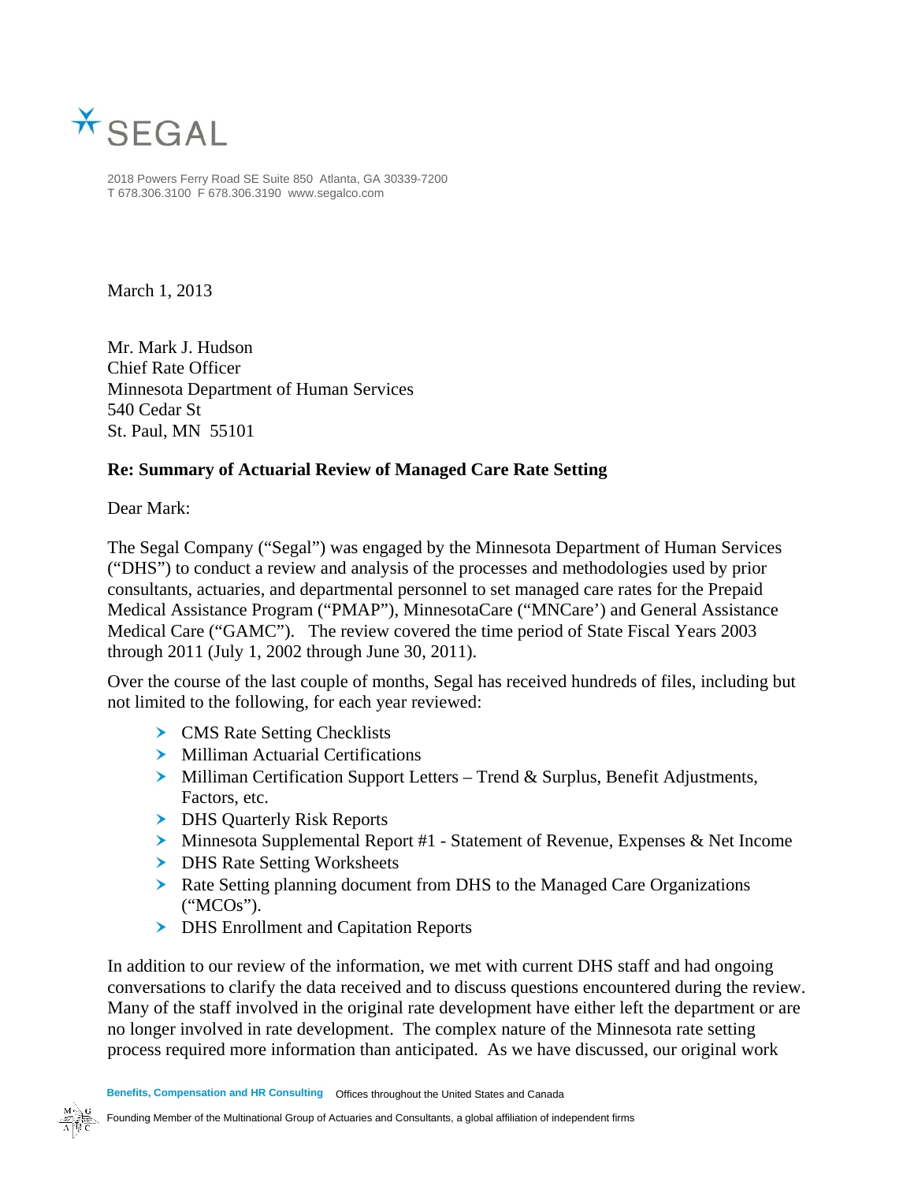SEGAL

2018 Powers Ferry Road SE Suite 850 Atlanta, GA 30339-7200
T 678.306.3100 F 678.306.3190 www.segalco.com

March 1, 2013

Mr. Mark J. Hudson
Chief Rate Officer
Minnesota Department of Human Services
540 Cedar St
St. Paul, MN 55101

**Re: Summary of Actuarial Review of Managed Care Rate Setting**

Dear Mark:

The Segal Company ("Segal") was engaged by the Minnesota Department of Human Services ("DHS") to conduct a review and analysis of the processes and methodologies used by prior consultants, actuaries, and departmental personnel to set managed care rates for the Prepaid Medical Assistance Program ("PMAP"), MinnesotaCare ("MNCare') and General Assistance Medical Care ("GAMC"). The review covered the time period of State Fiscal Years 2003 through 2011 (July 1, 2002 through June 30, 2011).

Over the course of the last couple of months, Segal has received hundreds of files, including but not limited to the following, for each year reviewed:

- CMS Rate Setting Checklists
- Milliman Actuarial Certifications
- Milliman Certification Support Letters – Trend & Surplus, Benefit Adjustments, Factors, etc.
- DHS Quarterly Risk Reports
- Minnesota Supplemental Report #1 - Statement of Revenue, Expenses & Net Income
- DHS Rate Setting Worksheets
- Rate Setting planning document from DHS to the Managed Care Organizations ("MCOs").
- DHS Enrollment and Capitation Reports

In addition to our review of the information, we met with current DHS staff and had ongoing conversations to clarify the data received and to discuss questions encountered during the review. Many of the staff involved in the original rate development have either left the department or are no longer involved in rate development. The complex nature of the Minnesota rate setting process required more information than anticipated. As we have discussed, our original work

Benefits, Compensation and HR Consulting Offices throughout the United States and Canada

Founding Member of the Multinational Group of Actuaries and Consultants, a global affiliation of independent firms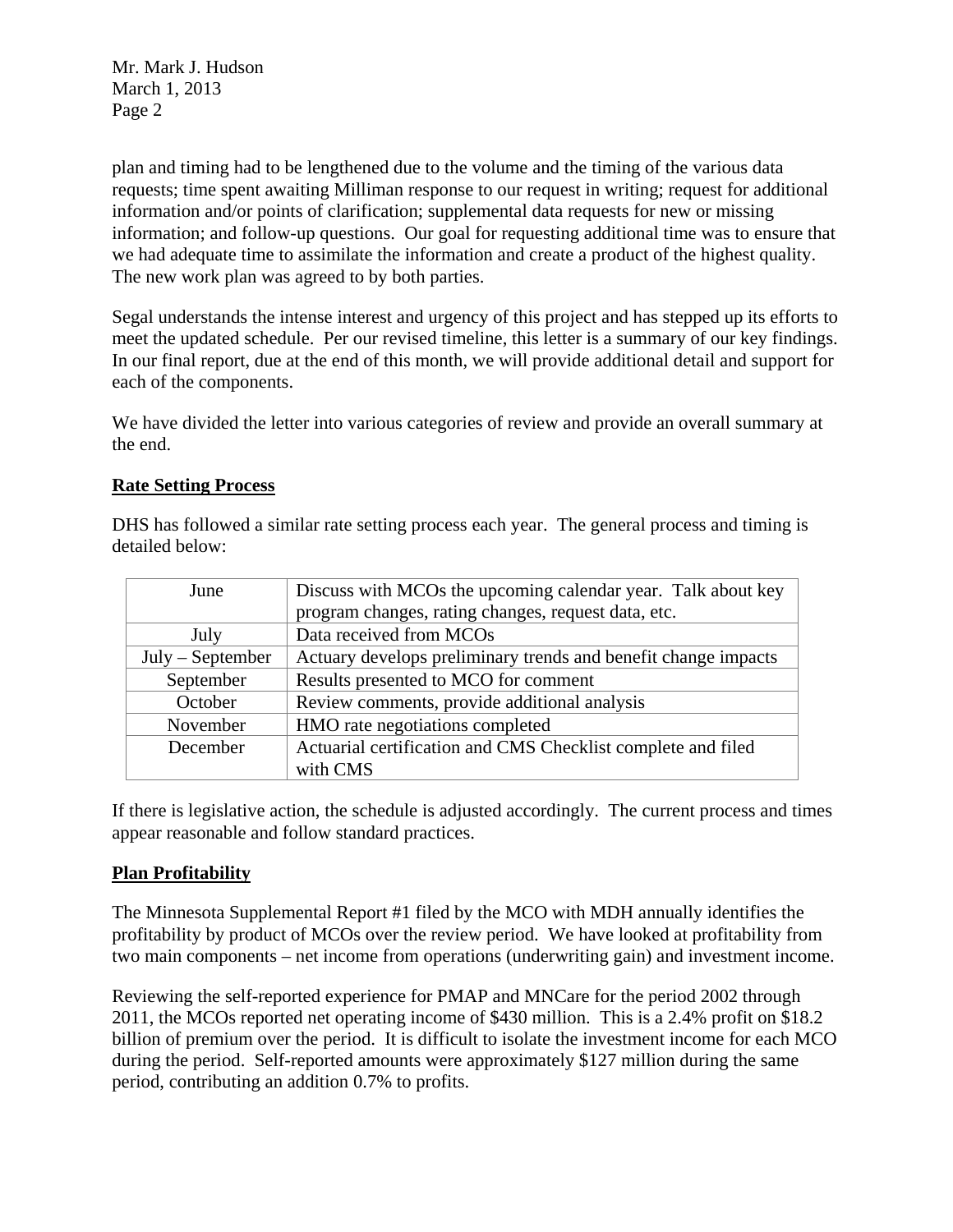plan and timing had to be lengthened due to the volume and the timing of the various data requests; time spent awaiting Milliman response to our request in writing; request for additional information and/or points of clarification; supplemental data requests for new or missing information; and follow-up questions. Our goal for requesting additional time was to ensure that we had adequate time to assimilate the information and create a product of the highest quality. The new work plan was agreed to by both parties.

Segal understands the intense interest and urgency of this project and has stepped up its efforts to meet the updated schedule. Per our revised timeline, this letter is a summary of our key findings. In our final report, due at the end of this month, we will provide additional detail and support for each of the components.

We have divided the letter into various categories of review and provide an overall summary at the end.

**Rate Setting Process**

DHS has followed a similar rate setting process each year. The general process and timing is detailed below:

| | |
|---|---|
| June | Discuss with MCOs the upcoming calendar year. Talk about key program changes, rating changes, request data, etc. |
| July | Data received from MCOs |
| July – September | Actuary develops preliminary trends and benefit change impacts |
| September | Results presented to MCO for comment |
| October | Review comments, provide additional analysis |
| November | HMO rate negotiations completed |
| December | Actuarial certification and CMS Checklist complete and filed with CMS |

If there is legislative action, the schedule is adjusted accordingly. The current process and times appear reasonable and follow standard practices.

**Plan Profitability**

The Minnesota Supplemental Report #1 filed by the MCO with MDH annually identifies the profitability by product of MCOs over the review period. We have looked at profitability from two main components – net income from operations (underwriting gain) and investment income.

Reviewing the self-reported experience for PMAP and MNCare for the period 2002 through 2011, the MCOs reported net operating income of $430 million. This is a 2.4% profit on $18.2 billion of premium over the period. It is difficult to isolate the investment income for each MCO during the period. Self-reported amounts were approximately $127 million during the same period, contributing an addition 0.7% to profits.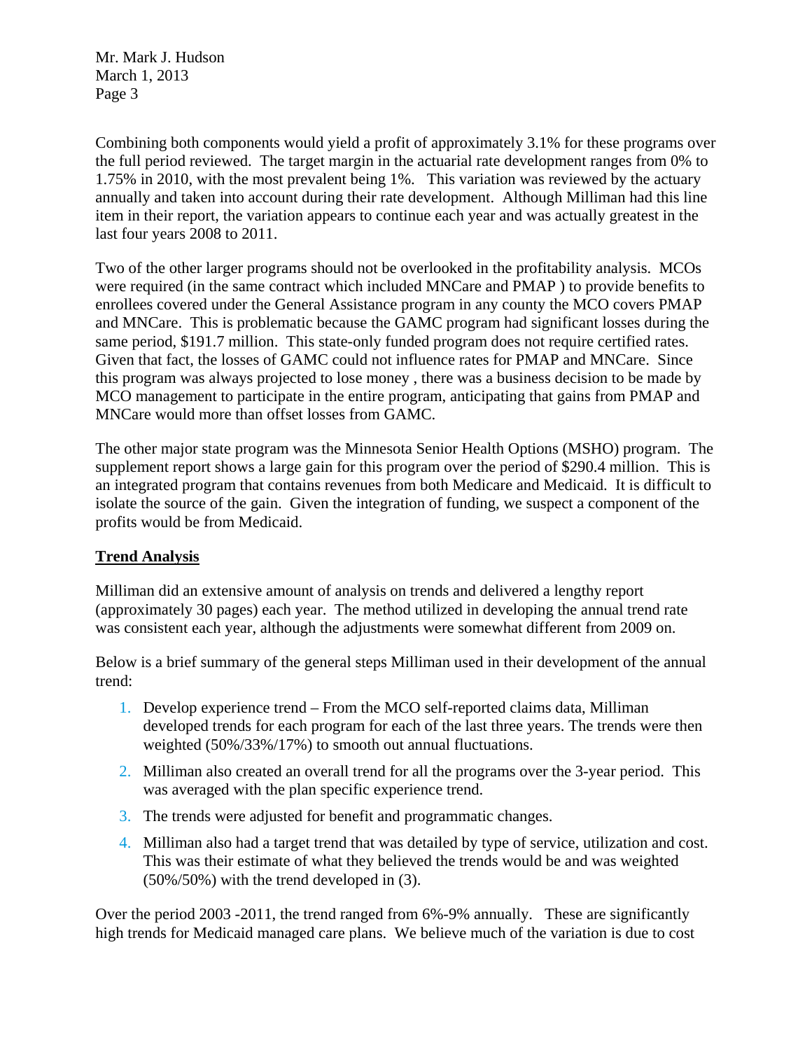Combining both components would yield a profit of approximately 3.1% for these programs over the full period reviewed. The target margin in the actuarial rate development ranges from 0% to 1.75% in 2010, with the most prevalent being 1%. This variation was reviewed by the actuary annually and taken into account during their rate development. Although Milliman had this line item in their report, the variation appears to continue each year and was actually greatest in the last four years 2008 to 2011.

Two of the other larger programs should not be overlooked in the profitability analysis. MCOs were required (in the same contract which included MNCare and PMAP ) to provide benefits to enrollees covered under the General Assistance program in any county the MCO covers PMAP and MNCare. This is problematic because the GAMC program had significant losses during the same period, $191.7 million. This state-only funded program does not require certified rates. Given that fact, the losses of GAMC could not influence rates for PMAP and MNCare. Since this program was always projected to lose money , there was a business decision to be made by MCO management to participate in the entire program, anticipating that gains from PMAP and MNCare would more than offset losses from GAMC.

The other major state program was the Minnesota Senior Health Options (MSHO) program. The supplement report shows a large gain for this program over the period of $290.4 million. This is an integrated program that contains revenues from both Medicare and Medicaid. It is difficult to isolate the source of the gain. Given the integration of funding, we suspect a component of the profits would be from Medicaid.

**Trend Analysis**

Milliman did an extensive amount of analysis on trends and delivered a lengthy report (approximately 30 pages) each year. The method utilized in developing the annual trend rate was consistent each year, although the adjustments were somewhat different from 2009 on.

Below is a brief summary of the general steps Milliman used in their development of the annual trend:

1. Develop experience trend – From the MCO self-reported claims data, Milliman developed trends for each program for each of the last three years. The trends were then weighted (50%/33%/17%) to smooth out annual fluctuations.
2. Milliman also created an overall trend for all the programs over the 3-year period. This was averaged with the plan specific experience trend.
3. The trends were adjusted for benefit and programmatic changes.
4. Milliman also had a target trend that was detailed by type of service, utilization and cost. This was their estimate of what they believed the trends would be and was weighted (50%/50%) with the trend developed in (3).

Over the period 2003 -2011, the trend ranged from 6%-9% annually. These are significantly high trends for Medicaid managed care plans. We believe much of the variation is due to cost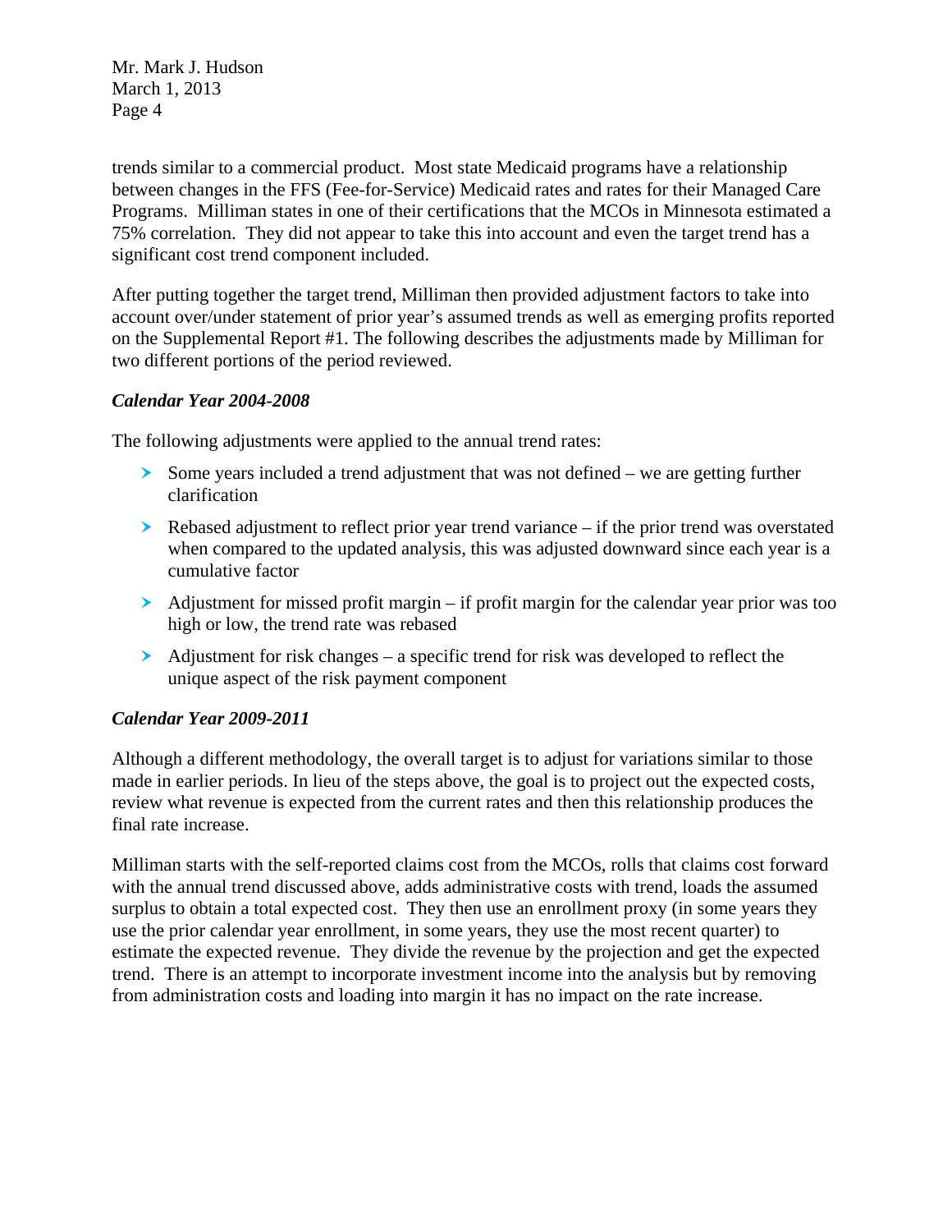trends similar to a commercial product. Most state Medicaid programs have a relationship between changes in the FFS (Fee-for-Service) Medicaid rates and rates for their Managed Care Programs. Milliman states in one of their certifications that the MCOs in Minnesota estimated a 75% correlation. They did not appear to take this into account and even the target trend has a significant cost trend component included.

After putting together the target trend, Milliman then provided adjustment factors to take into account over/under statement of prior year's assumed trends as well as emerging profits reported on the Supplemental Report #1. The following describes the adjustments made by Milliman for two different portions of the period reviewed.

***Calendar Year 2004-2008***

The following adjustments were applied to the annual trend rates:

- Some years included a trend adjustment that was not defined – we are getting further clarification
- Rebased adjustment to reflect prior year trend variance – if the prior trend was overstated when compared to the updated analysis, this was adjusted downward since each year is a cumulative factor
- Adjustment for missed profit margin – if profit margin for the calendar year prior was too high or low, the trend rate was rebased
- Adjustment for risk changes – a specific trend for risk was developed to reflect the unique aspect of the risk payment component

***Calendar Year 2009-2011***

Although a different methodology, the overall target is to adjust for variations similar to those made in earlier periods. In lieu of the steps above, the goal is to project out the expected costs, review what revenue is expected from the current rates and then this relationship produces the final rate increase.

Milliman starts with the self-reported claims cost from the MCOs, rolls that claims cost forward with the annual trend discussed above, adds administrative costs with trend, loads the assumed surplus to obtain a total expected cost. They then use an enrollment proxy (in some years they use the prior calendar year enrollment, in some years, they use the most recent quarter) to estimate the expected revenue. They divide the revenue by the projection and get the expected trend. There is an attempt to incorporate investment income into the analysis but by removing from administration costs and loading into margin it has no impact on the rate increase.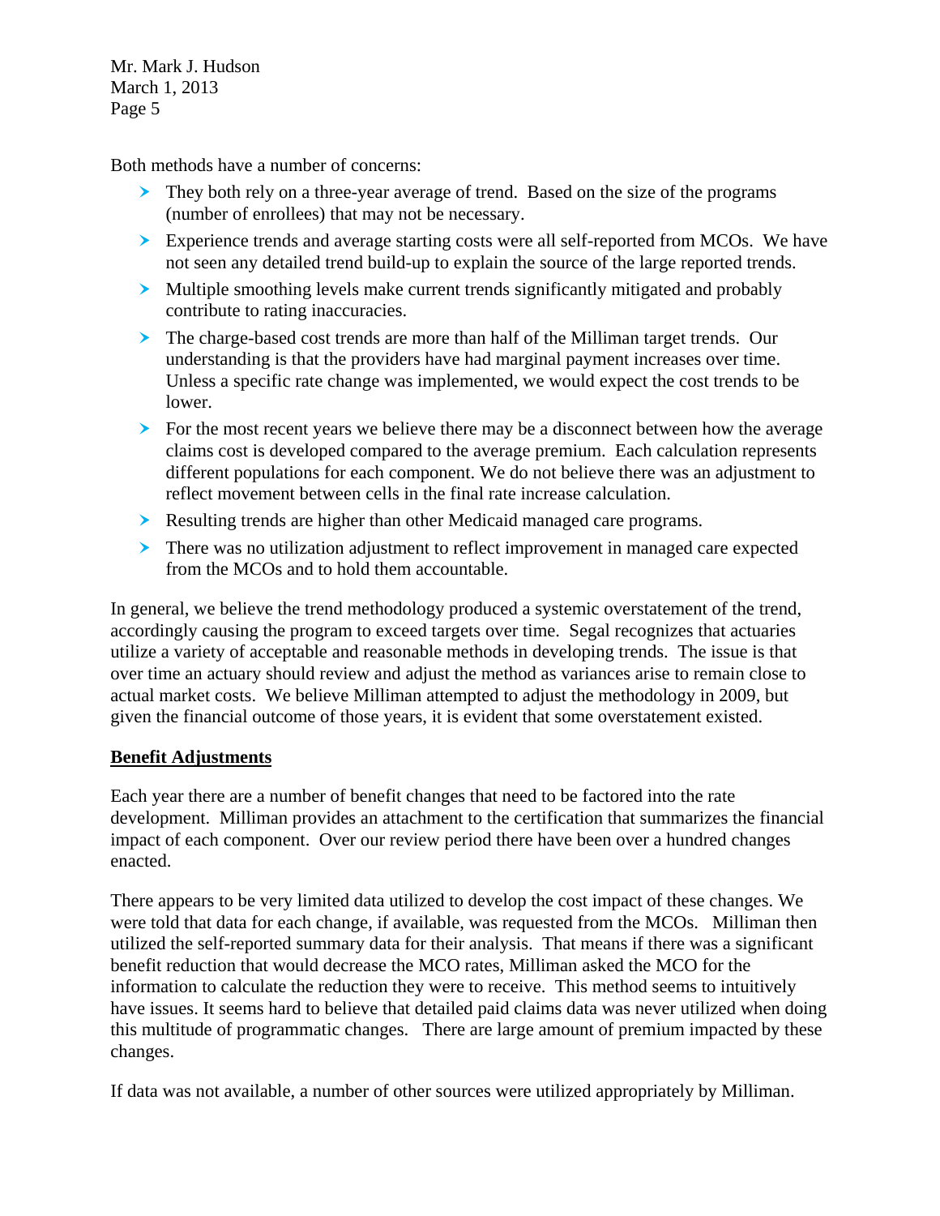Both methods have a number of concerns:

- They both rely on a three-year average of trend. Based on the size of the programs (number of enrollees) that may not be necessary.
- Experience trends and average starting costs were all self-reported from MCOs. We have not seen any detailed trend build-up to explain the source of the large reported trends.
- Multiple smoothing levels make current trends significantly mitigated and probably contribute to rating inaccuracies.
- The charge-based cost trends are more than half of the Milliman target trends. Our understanding is that the providers have had marginal payment increases over time. Unless a specific rate change was implemented, we would expect the cost trends to be lower.
- For the most recent years we believe there may be a disconnect between how the average claims cost is developed compared to the average premium. Each calculation represents different populations for each component. We do not believe there was an adjustment to reflect movement between cells in the final rate increase calculation.
- Resulting trends are higher than other Medicaid managed care programs.
- There was no utilization adjustment to reflect improvement in managed care expected from the MCOs and to hold them accountable.

In general, we believe the trend methodology produced a systemic overstatement of the trend, accordingly causing the program to exceed targets over time. Segal recognizes that actuaries utilize a variety of acceptable and reasonable methods in developing trends. The issue is that over time an actuary should review and adjust the method as variances arise to remain close to actual market costs. We believe Milliman attempted to adjust the methodology in 2009, but given the financial outcome of those years, it is evident that some overstatement existed.

**Benefit Adjustments**

Each year there are a number of benefit changes that need to be factored into the rate development. Milliman provides an attachment to the certification that summarizes the financial impact of each component. Over our review period there have been over a hundred changes enacted.

There appears to be very limited data utilized to develop the cost impact of these changes. We were told that data for each change, if available, was requested from the MCOs. Milliman then utilized the self-reported summary data for their analysis. That means if there was a significant benefit reduction that would decrease the MCO rates, Milliman asked the MCO for the information to calculate the reduction they were to receive. This method seems to intuitively have issues. It seems hard to believe that detailed paid claims data was never utilized when doing this multitude of programmatic changes. There are large amount of premium impacted by these changes.

If data was not available, a number of other sources were utilized appropriately by Milliman.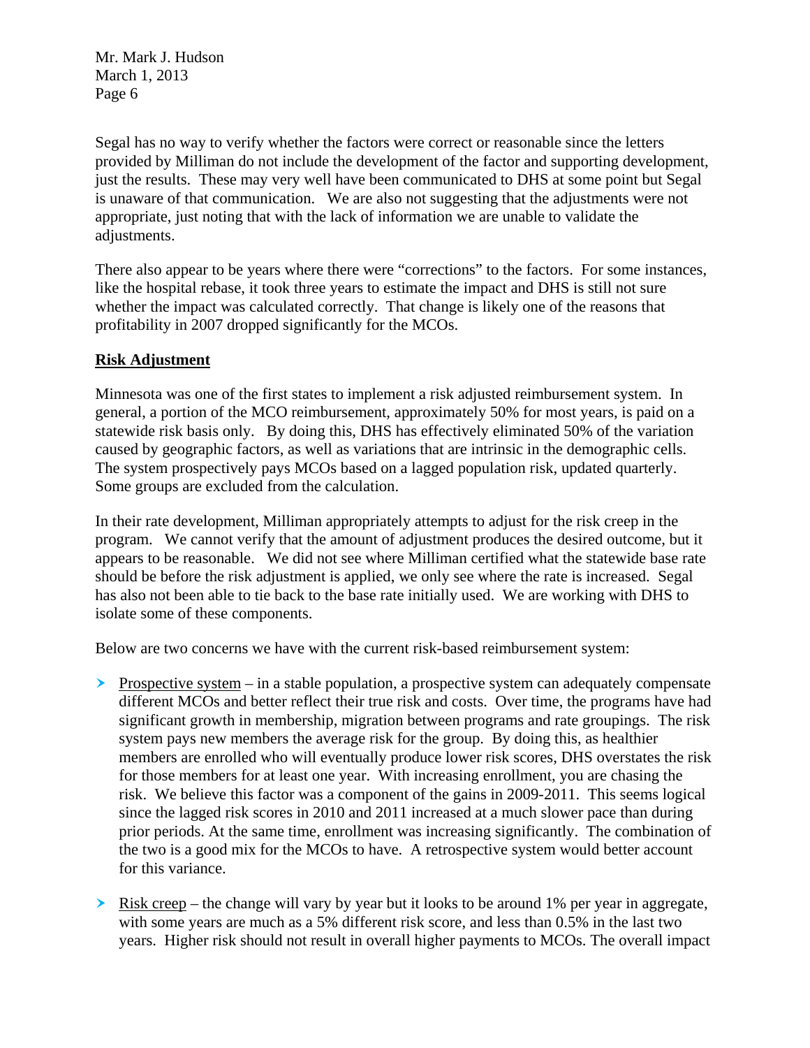Segal has no way to verify whether the factors were correct or reasonable since the letters provided by Milliman do not include the development of the factor and supporting development, just the results. These may very well have been communicated to DHS at some point but Segal is unaware of that communication. We are also not suggesting that the adjustments were not appropriate, just noting that with the lack of information we are unable to validate the adjustments.

There also appear to be years where there were "corrections" to the factors. For some instances, like the hospital rebase, it took three years to estimate the impact and DHS is still not sure whether the impact was calculated correctly. That change is likely one of the reasons that profitability in 2007 dropped significantly for the MCOs.

**<u>Risk Adjustment</u>**

Minnesota was one of the first states to implement a risk adjusted reimbursement system. In general, a portion of the MCO reimbursement, approximately 50% for most years, is paid on a statewide risk basis only. By doing this, DHS has effectively eliminated 50% of the variation caused by geographic factors, as well as variations that are intrinsic in the demographic cells. The system prospectively pays MCOs based on a lagged population risk, updated quarterly. Some groups are excluded from the calculation.

In their rate development, Milliman appropriately attempts to adjust for the risk creep in the program. We cannot verify that the amount of adjustment produces the desired outcome, but it appears to be reasonable. We did not see where Milliman certified what the statewide base rate should be before the risk adjustment is applied, we only see where the rate is increased. Segal has also not been able to tie back to the base rate initially used. We are working with DHS to isolate some of these components.

Below are two concerns we have with the current risk-based reimbursement system:

- <u>Prospective system</u> – in a stable population, a prospective system can adequately compensate different MCOs and better reflect their true risk and costs. Over time, the programs have had significant growth in membership, migration between programs and rate groupings. The risk system pays new members the average risk for the group. By doing this, as healthier members are enrolled who will eventually produce lower risk scores, DHS overstates the risk for those members for at least one year. With increasing enrollment, you are chasing the risk. We believe this factor was a component of the gains in 2009-2011. This seems logical since the lagged risk scores in 2010 and 2011 increased at a much slower pace than during prior periods. At the same time, enrollment was increasing significantly. The combination of the two is a good mix for the MCOs to have. A retrospective system would better account for this variance.

- <u>Risk creep</u> – the change will vary by year but it looks to be around 1% per year in aggregate, with some years are much as a 5% different risk score, and less than 0.5% in the last two years. Higher risk should not result in overall higher payments to MCOs. The overall impact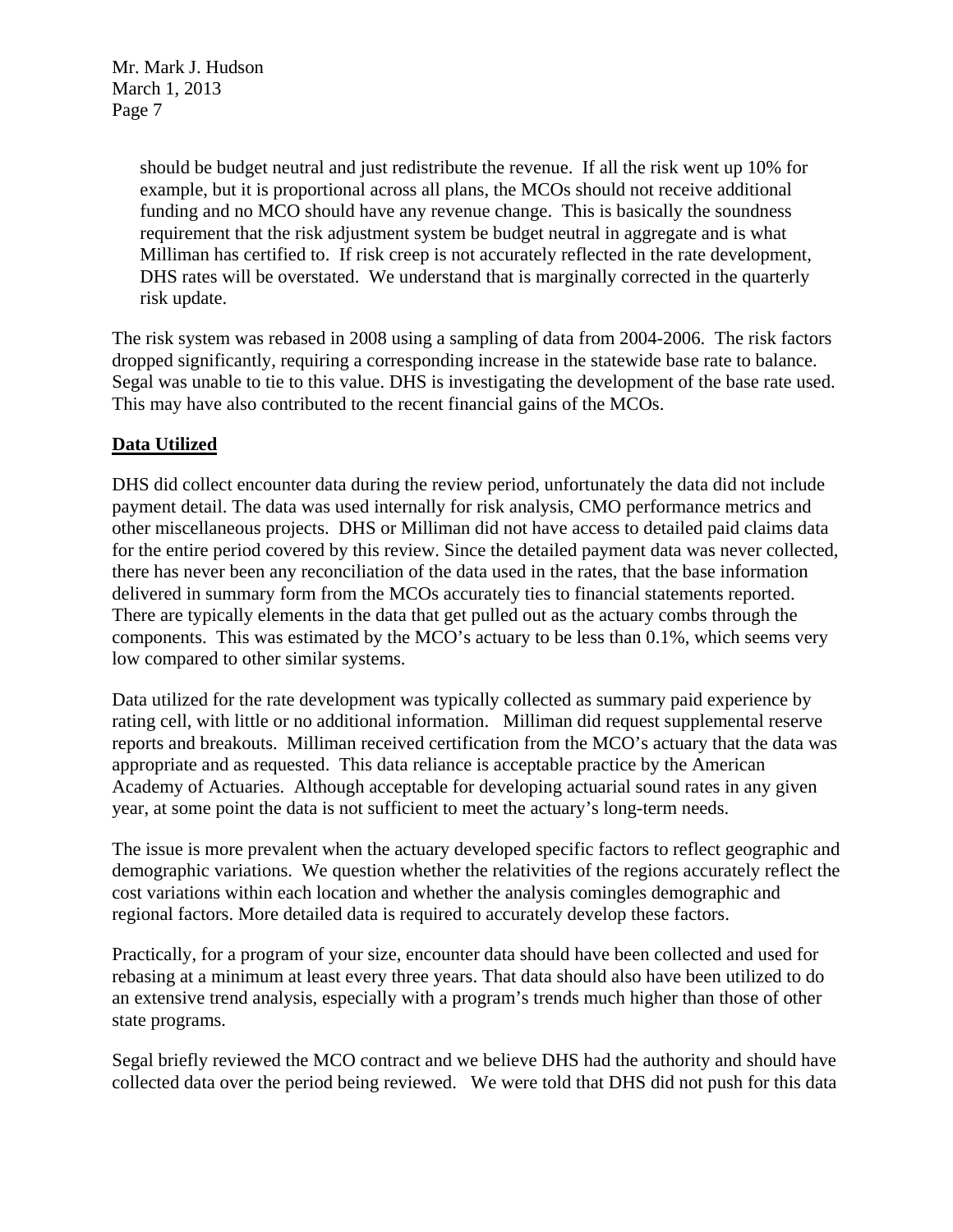should be budget neutral and just redistribute the revenue. If all the risk went up 10% for example, but it is proportional across all plans, the MCOs should not receive additional funding and no MCO should have any revenue change. This is basically the soundness requirement that the risk adjustment system be budget neutral in aggregate and is what Milliman has certified to. If risk creep is not accurately reflected in the rate development, DHS rates will be overstated. We understand that is marginally corrected in the quarterly risk update.

The risk system was rebased in 2008 using a sampling of data from 2004-2006. The risk factors dropped significantly, requiring a corresponding increase in the statewide base rate to balance. Segal was unable to tie to this value. DHS is investigating the development of the base rate used. This may have also contributed to the recent financial gains of the MCOs.

## Data Utilized

DHS did collect encounter data during the review period, unfortunately the data did not include payment detail. The data was used internally for risk analysis, CMO performance metrics and other miscellaneous projects. DHS or Milliman did not have access to detailed paid claims data for the entire period covered by this review. Since the detailed payment data was never collected, there has never been any reconciliation of the data used in the rates, that the base information delivered in summary form from the MCOs accurately ties to financial statements reported. There are typically elements in the data that get pulled out as the actuary combs through the components. This was estimated by the MCO's actuary to be less than 0.1%, which seems very low compared to other similar systems.

Data utilized for the rate development was typically collected as summary paid experience by rating cell, with little or no additional information. Milliman did request supplemental reserve reports and breakouts. Milliman received certification from the MCO's actuary that the data was appropriate and as requested. This data reliance is acceptable practice by the American Academy of Actuaries. Although acceptable for developing actuarial sound rates in any given year, at some point the data is not sufficient to meet the actuary's long-term needs.

The issue is more prevalent when the actuary developed specific factors to reflect geographic and demographic variations. We question whether the relativities of the regions accurately reflect the cost variations within each location and whether the analysis comingles demographic and regional factors. More detailed data is required to accurately develop these factors.

Practically, for a program of your size, encounter data should have been collected and used for rebasing at a minimum at least every three years. That data should also have been utilized to do an extensive trend analysis, especially with a program's trends much higher than those of other state programs.

Segal briefly reviewed the MCO contract and we believe DHS had the authority and should have collected data over the period being reviewed. We were told that DHS did not push for this data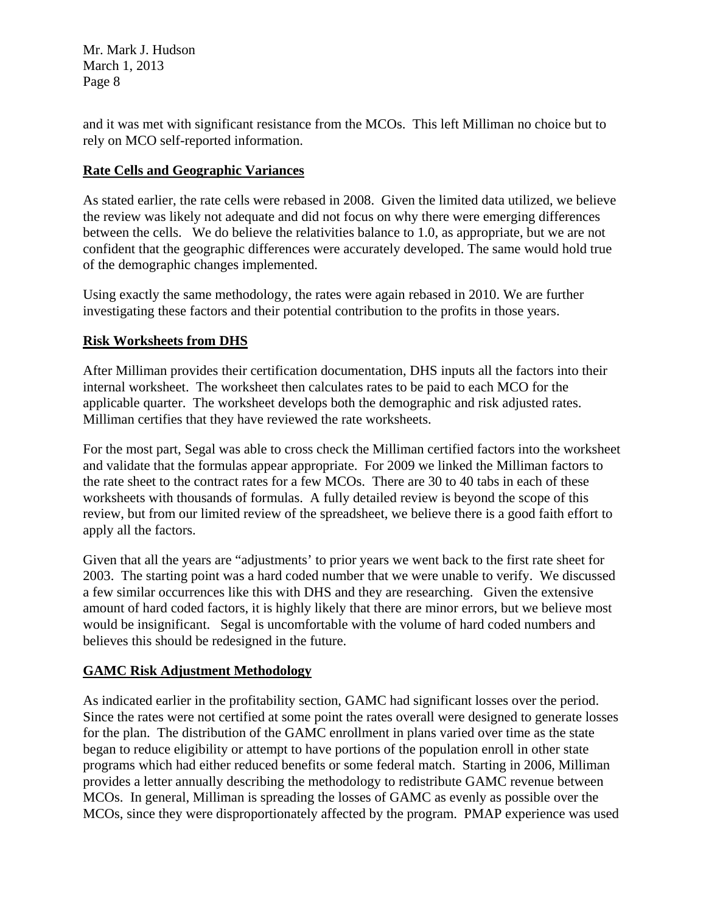and it was met with significant resistance from the MCOs. This left Milliman no choice but to rely on MCO self-reported information.

## **Rate Cells and Geographic Variances**

As stated earlier, the rate cells were rebased in 2008. Given the limited data utilized, we believe the review was likely not adequate and did not focus on why there were emerging differences between the cells. We do believe the relativities balance to 1.0, as appropriate, but we are not confident that the geographic differences were accurately developed. The same would hold true of the demographic changes implemented.

Using exactly the same methodology, the rates were again rebased in 2010. We are further investigating these factors and their potential contribution to the profits in those years.

## **Risk Worksheets from DHS**

After Milliman provides their certification documentation, DHS inputs all the factors into their internal worksheet. The worksheet then calculates rates to be paid to each MCO for the applicable quarter. The worksheet develops both the demographic and risk adjusted rates. Milliman certifies that they have reviewed the rate worksheets.

For the most part, Segal was able to cross check the Milliman certified factors into the worksheet and validate that the formulas appear appropriate. For 2009 we linked the Milliman factors to the rate sheet to the contract rates for a few MCOs. There are 30 to 40 tabs in each of these worksheets with thousands of formulas. A fully detailed review is beyond the scope of this review, but from our limited review of the spreadsheet, we believe there is a good faith effort to apply all the factors.

Given that all the years are "adjustments' to prior years we went back to the first rate sheet for 2003. The starting point was a hard coded number that we were unable to verify. We discussed a few similar occurrences like this with DHS and they are researching. Given the extensive amount of hard coded factors, it is highly likely that there are minor errors, but we believe most would be insignificant. Segal is uncomfortable with the volume of hard coded numbers and believes this should be redesigned in the future.

## **GAMC Risk Adjustment Methodology**

As indicated earlier in the profitability section, GAMC had significant losses over the period. Since the rates were not certified at some point the rates overall were designed to generate losses for the plan. The distribution of the GAMC enrollment in plans varied over time as the state began to reduce eligibility or attempt to have portions of the population enroll in other state programs which had either reduced benefits or some federal match. Starting in 2006, Milliman provides a letter annually describing the methodology to redistribute GAMC revenue between MCOs. In general, Milliman is spreading the losses of GAMC as evenly as possible over the MCOs, since they were disproportionately affected by the program. PMAP experience was used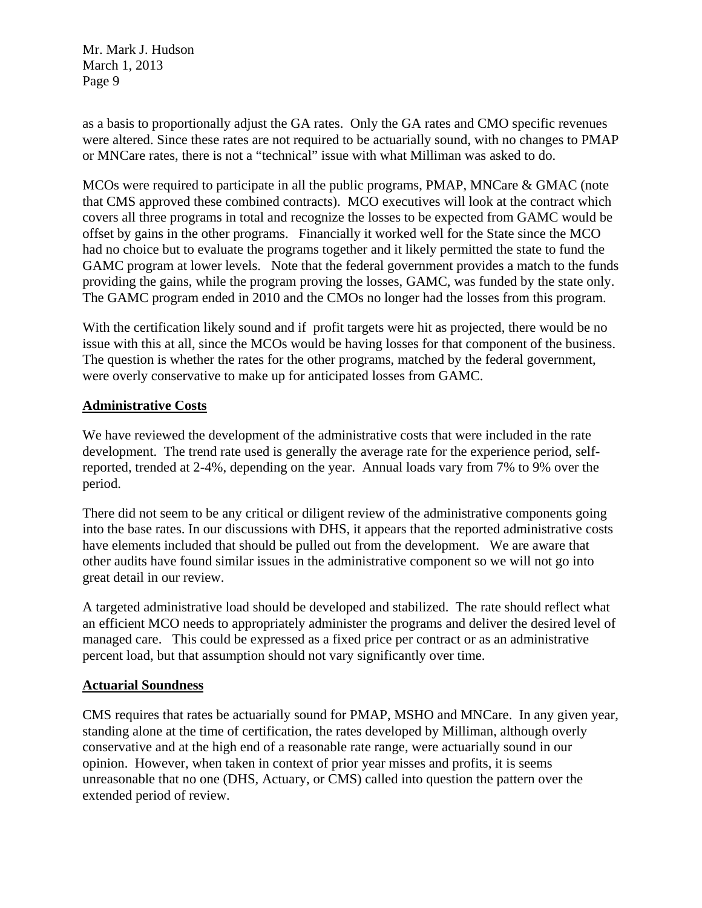as a basis to proportionally adjust the GA rates. Only the GA rates and CMO specific revenues were altered. Since these rates are not required to be actuarially sound, with no changes to PMAP or MNCare rates, there is not a "technical" issue with what Milliman was asked to do.

MCOs were required to participate in all the public programs, PMAP, MNCare & GMAC (note that CMS approved these combined contracts). MCO executives will look at the contract which covers all three programs in total and recognize the losses to be expected from GAMC would be offset by gains in the other programs. Financially it worked well for the State since the MCO had no choice but to evaluate the programs together and it likely permitted the state to fund the GAMC program at lower levels. Note that the federal government provides a match to the funds providing the gains, while the program proving the losses, GAMC, was funded by the state only. The GAMC program ended in 2010 and the CMOs no longer had the losses from this program.

With the certification likely sound and if profit targets were hit as projected, there would be no issue with this at all, since the MCOs would be having losses for that component of the business. The question is whether the rates for the other programs, matched by the federal government, were overly conservative to make up for anticipated losses from GAMC.

## Administrative Costs

We have reviewed the development of the administrative costs that were included in the rate development. The trend rate used is generally the average rate for the experience period, self-reported, trended at 2-4%, depending on the year. Annual loads vary from 7% to 9% over the period.

There did not seem to be any critical or diligent review of the administrative components going into the base rates. In our discussions with DHS, it appears that the reported administrative costs have elements included that should be pulled out from the development. We are aware that other audits have found similar issues in the administrative component so we will not go into great detail in our review.

A targeted administrative load should be developed and stabilized. The rate should reflect what an efficient MCO needs to appropriately administer the programs and deliver the desired level of managed care. This could be expressed as a fixed price per contract or as an administrative percent load, but that assumption should not vary significantly over time.

## Actuarial Soundness

CMS requires that rates be actuarially sound for PMAP, MSHO and MNCare. In any given year, standing alone at the time of certification, the rates developed by Milliman, although overly conservative and at the high end of a reasonable rate range, were actuarially sound in our opinion. However, when taken in context of prior year misses and profits, it is seems unreasonable that no one (DHS, Actuary, or CMS) called into question the pattern over the extended period of review.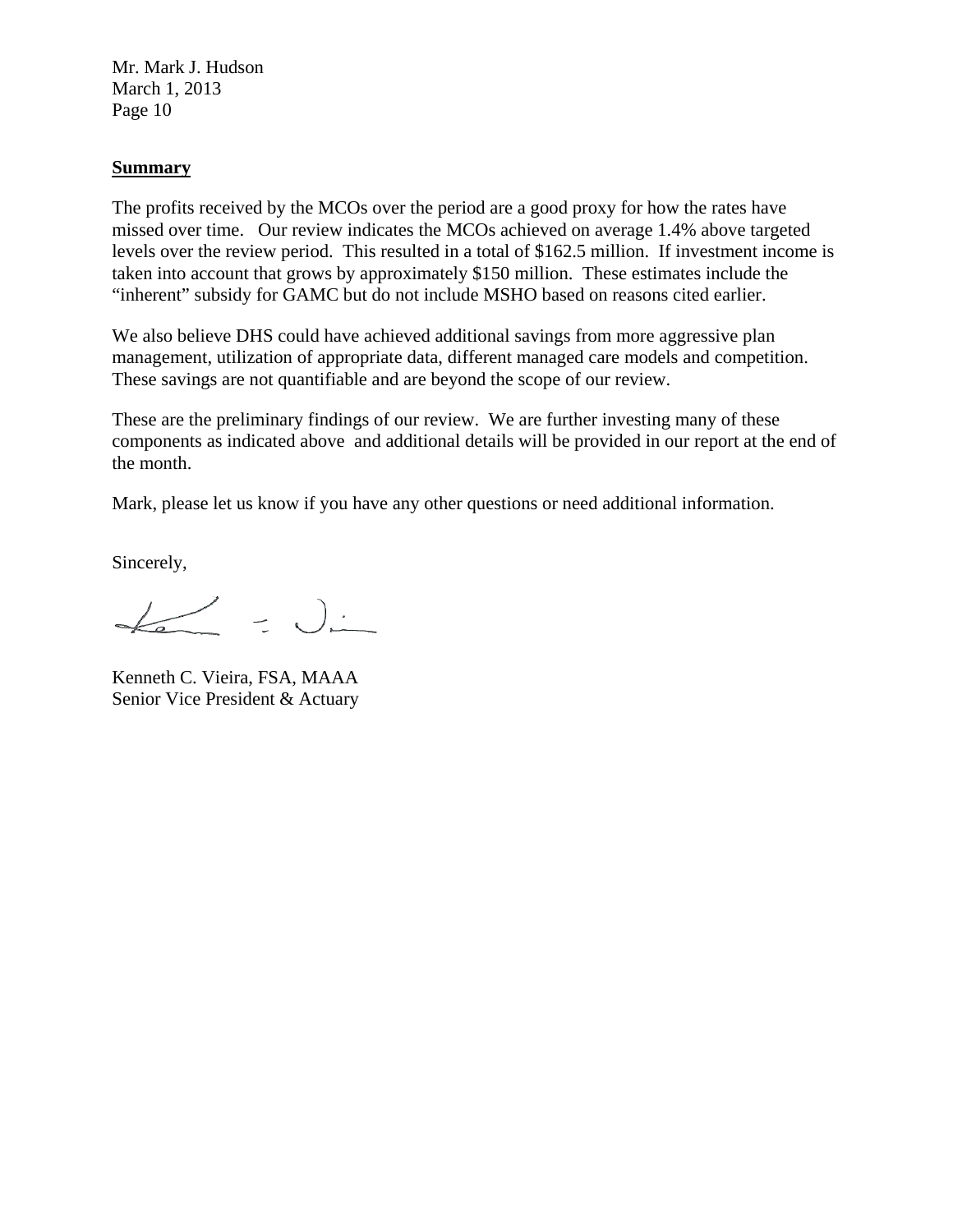## Summary

The profits received by the MCOs over the period are a good proxy for how the rates have missed over time. Our review indicates the MCOs achieved on average 1.4% above targeted levels over the review period. This resulted in a total of $162.5 million. If investment income is taken into account that grows by approximately $150 million. These estimates include the "inherent" subsidy for GAMC but do not include MSHO based on reasons cited earlier.

We also believe DHS could have achieved additional savings from more aggressive plan management, utilization of appropriate data, different managed care models and competition. These savings are not quantifiable and are beyond the scope of our review.

These are the preliminary findings of our review. We are further investing many of these components as indicated above and additional details will be provided in our report at the end of the month.

Mark, please let us know if you have any other questions or need additional information.

Sincerely,

Kenneth C. Vieira, FSA, MAAA
Senior Vice President & Actuary